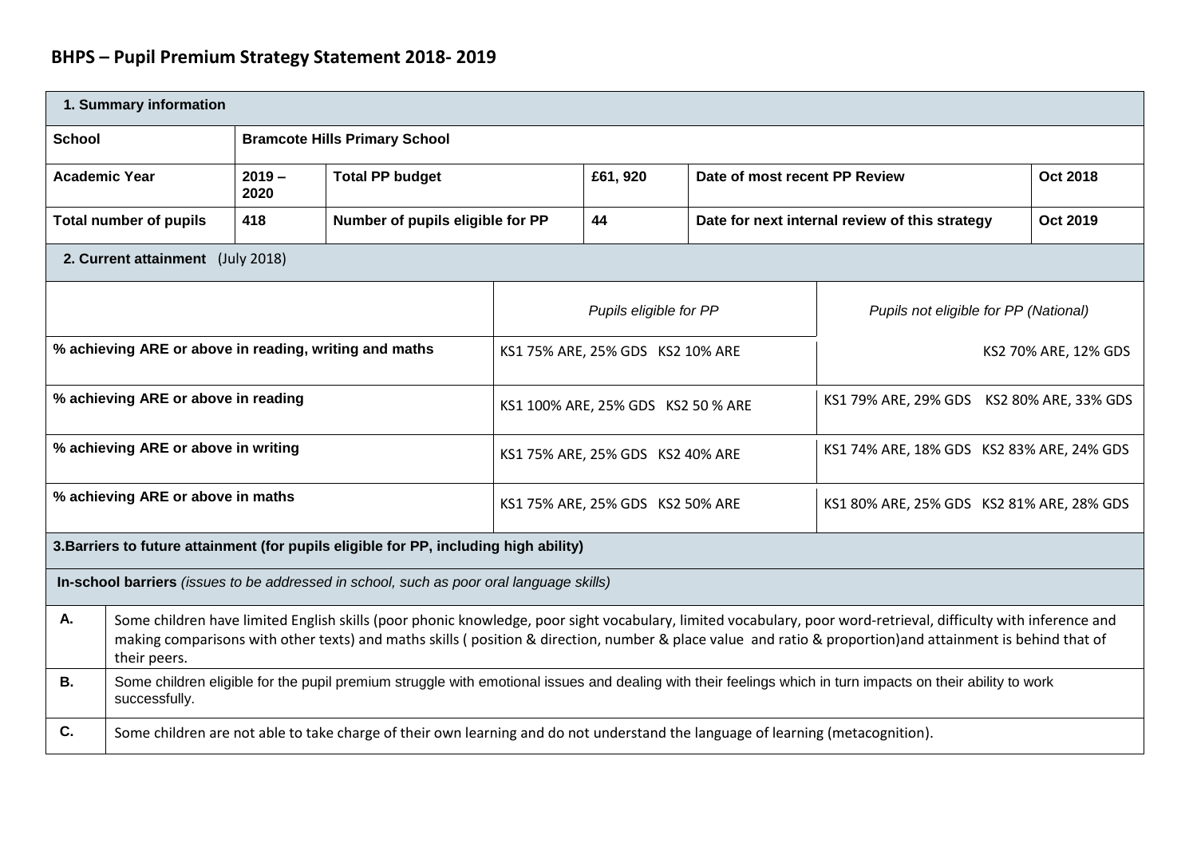# BHPS – Pupil Premium Strategy Statement 2018- 2019

| 1. Summary information | | | | | |
|---|---|---|---|---|---|
| **School** | **Bramcote Hills Primary School** | | | | |
| **Academic Year** | **2019 – 2020** | **Total PP budget** | **£61, 920** | **Date of most recent PP Review** | **Oct 2018** |
| **Total number of pupils** | **418** | **Number of pupils eligible for PP** | **44** | **Date for next internal review of this strategy** | **Oct 2019** |

| **2. Current attainment** (July 2018) | | |
|---|---|---|
| | *Pupils eligible for PP* | *Pupils not eligible for PP (National)* |
| **% achieving ARE or above in reading, writing and maths** | KS1 75% ARE, 25% GDS KS2 10% ARE | KS2 70% ARE, 12% GDS |
| **% achieving ARE or above in reading** | KS1 100% ARE, 25% GDS KS2 50 % ARE | KS1 79% ARE, 29% GDS KS2 80% ARE, 33% GDS |
| **% achieving ARE or above in writing** | KS1 75% ARE, 25% GDS KS2 40% ARE | KS1 74% ARE, 18% GDS KS2 83% ARE, 24% GDS |
| **% achieving ARE or above in maths** | KS1 75% ARE, 25% GDS KS2 50% ARE | KS1 80% ARE, 25% GDS KS2 81% ARE, 28% GDS |

| **3.Barriers to future attainment (for pupils eligible for PP, including high ability)** | |
|---|---|
| **In-school barriers** *(issues to be addressed in school, such as poor oral language skills)* | |
| **A.** | Some children have limited English skills (poor phonic knowledge, poor sight vocabulary, limited vocabulary, poor word-retrieval, difficulty with inference and making comparisons with other texts) and maths skills ( position & direction, number & place value and ratio & proportion)and attainment is behind that of their peers. |
| **B.** | Some children eligible for the pupil premium struggle with emotional issues and dealing with their feelings which in turn impacts on their ability to work successfully. |
| **C.** | Some children are not able to take charge of their own learning and do not understand the language of learning (metacognition). |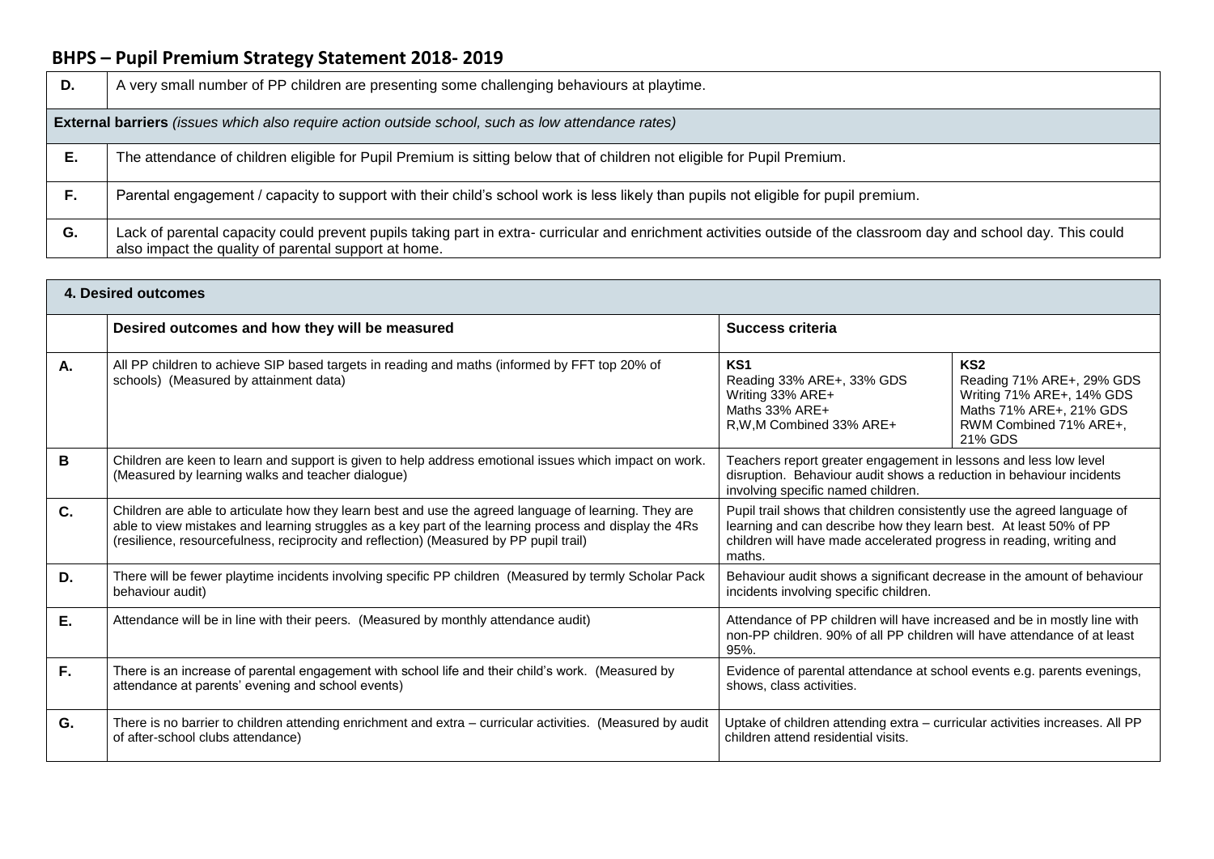| D. | A very small number of PP children are presenting some challenging behaviours at playtime. |
|---|---|
| **External barriers** *(issues which also require action outside school, such as low attendance rates)* | |
| E. | The attendance of children eligible for Pupil Premium is sitting below that of children not eligible for Pupil Premium. |
| F. | Parental engagement / capacity to support with their child's school work is less likely than pupils not eligible for pupil premium. |
| G. | Lack of parental capacity could prevent pupils taking part in extra- curricular and enrichment activities outside of the classroom day and school day. This could also impact the quality of parental support at home. |

| **4. Desired outcomes** | | | |
|---|---|---|---|
| | **Desired outcomes and how they will be measured** | **Success criteria** | |
| A. | All PP children to achieve SIP based targets in reading and maths (informed by FFT top 20% of schools) (Measured by attainment data) | **KS1**<br>Reading 33% ARE+, 33% GDS<br>Writing 33% ARE+<br>Maths 33% ARE+<br>R,W,M Combined 33% ARE+ | **KS2**<br>Reading 71% ARE+, 29% GDS<br>Writing 71% ARE+, 14% GDS<br>Maths 71% ARE+, 21% GDS<br>RWM Combined 71% ARE+, 21% GDS |
| B | Children are keen to learn and support is given to help address emotional issues which impact on work. (Measured by learning walks and teacher dialogue) | Teachers report greater engagement in lessons and less low level disruption. Behaviour audit shows a reduction in behaviour incidents involving specific named children. | |
| C. | Children are able to articulate how they learn best and use the agreed language of learning. They are able to view mistakes and learning struggles as a key part of the learning process and display the 4Rs (resilience, resourcefulness, reciprocity and reflection) (Measured by PP pupil trail) | Pupil trail shows that children consistently use the agreed language of learning and can describe how they learn best. At least 50% of PP children will have made accelerated progress in reading, writing and maths. | |
| D. | There will be fewer playtime incidents involving specific PP children (Measured by termly Scholar Pack behaviour audit) | Behaviour audit shows a significant decrease in the amount of behaviour incidents involving specific children. | |
| E. | Attendance will be in line with their peers. (Measured by monthly attendance audit) | Attendance of PP children will have increased and be in mostly line with non-PP children. 90% of all PP children will have attendance of at least 95%. | |
| F. | There is an increase of parental engagement with school life and their child's work. (Measured by attendance at parents' evening and school events) | Evidence of parental attendance at school events e.g. parents evenings, shows, class activities. | |
| G. | There is no barrier to children attending enrichment and extra – curricular activities. (Measured by audit of after-school clubs attendance) | Uptake of children attending extra – curricular activities increases. All PP children attend residential visits. | |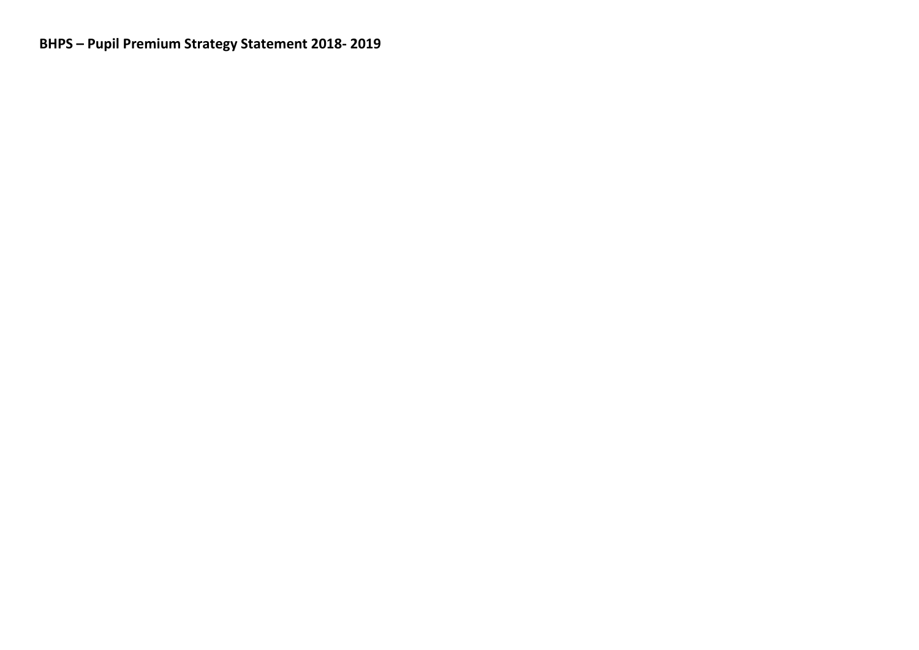**BHPS – Pupil Premium Strategy Statement 2018- 2019**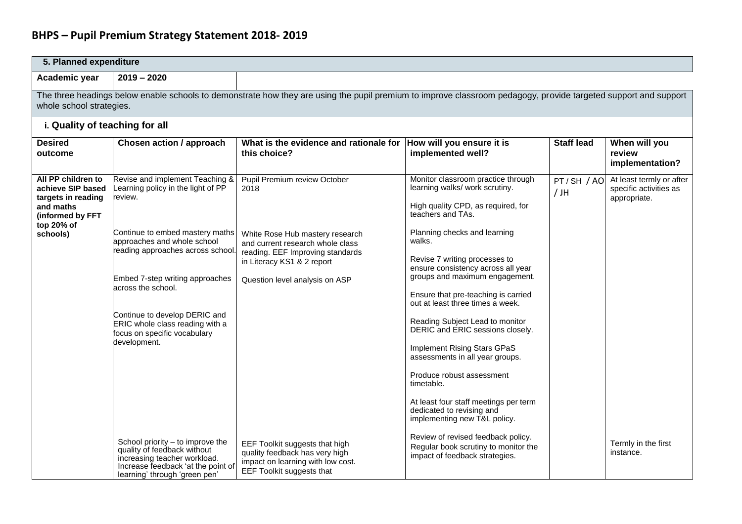# BHPS – Pupil Premium Strategy Statement 2018- 2019

| 5. Planned expenditure | | | | | |
|---|---|---|---|---|---|
| **Academic year** | **2019 – 2020** | | | | |

The three headings below enable schools to demonstrate how they are using the pupil premium to improve classroom pedagogy, provide targeted support and support whole school strategies.

### i. Quality of teaching for all

| Desired outcome | Chosen action / approach | What is the evidence and rationale for this choice? | How will you ensure it is implemented well? | Staff lead | When will you review implementation? |
|---|---|---|---|---|---|
| **All PP children to achieve SIP based targets in reading and maths (informed by FFT top 20% of schools)** | Revise and implement Teaching & Learning policy in the light of PP review.<br><br>Continue to embed mastery maths approaches and whole school reading approaches across school.<br><br>Embed 7-step writing approaches across the school.<br><br>Continue to develop DERIC and ERIC whole class reading with a focus on specific vocabulary development. | Pupil Premium review October 2018<br><br>White Rose Hub mastery research and current research whole class reading. EEF Improving standards in Literacy KS1 & 2 report<br><br>Question level analysis on ASP | Monitor classroom practice through learning walks/ work scrutiny.<br><br>High quality CPD, as required, for teachers and TAs.<br><br>Planning checks and learning walks.<br><br>Revise 7 writing processes to ensure consistency across all year groups and maximum engagement.<br><br>Ensure that pre-teaching is carried out at least three times a week.<br><br>Reading Subject Lead to monitor DERIC and ERIC sessions closely.<br><br>Implement Rising Stars GPaS assessments in all year groups.<br><br>Produce robust assessment timetable.<br><br>At least four staff meetings per term dedicated to revising and implementing new T&L policy. | PT / SH / AO / JH | At least termly or after specific activities as appropriate. |
| | School priority – to improve the quality of feedback without increasing teacher workload. Increase feedback 'at the point of learning' through 'green pen' | EEF Toolkit suggests that high quality feedback has very high impact on learning with low cost. EEF Toolkit suggests that | Review of revised feedback policy. Regular book scrutiny to monitor the impact of feedback strategies. | | Termly in the first instance. |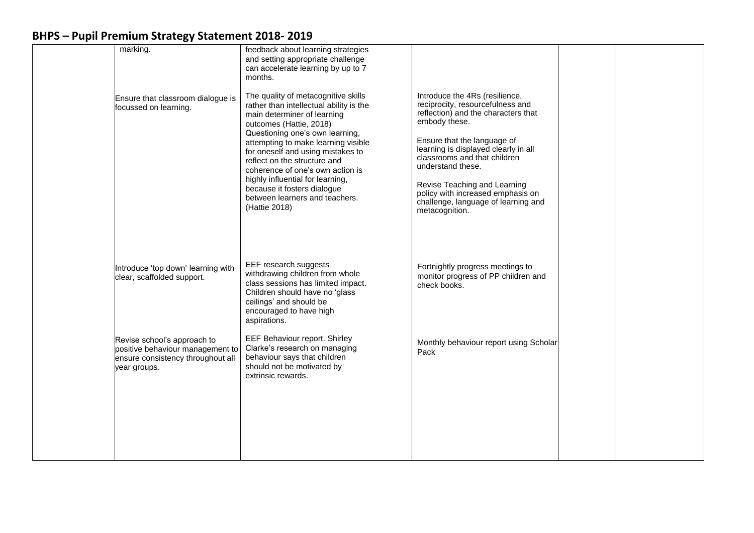## BHPS – Pupil Premium Strategy Statement 2018- 2019

| | | | | | |
|---|---|---|---|---|---|
| | marking. | feedback about learning strategies and setting appropriate challenge can accelerate learning by up to 7 months. | | | |
| | Ensure that classroom dialogue is focussed on learning. | The quality of metacognitive skills rather than intellectual ability is the main determiner of learning outcomes (Hattie, 2018) Questioning one's own learning, attempting to make learning visible for oneself and using mistakes to reflect on the structure and coherence of one's own action is highly influential for learning, because it fosters dialogue between learners and teachers. (Hattie 2018) | Introduce the 4Rs (resilience, reciprocity, resourcefulness and reflection) and the characters that embody these.<br><br>Ensure that the language of learning is displayed clearly in all classrooms and that children understand these.<br><br>Revise Teaching and Learning policy with increased emphasis on challenge, language of learning and metacognition. | | |
| | Introduce 'top down' learning with clear, scaffolded support. | EEF research suggests withdrawing children from whole class sessions has limited impact. Children should have no 'glass ceilings' and should be encouraged to have high aspirations. | Fortnightly progress meetings to monitor progress of PP children and check books. | | |
| | Revise school's approach to positive behaviour management to ensure consistency throughout all year groups. | EEF Behaviour report. Shirley Clarke's research on managing behaviour says that children should not be motivated by extrinsic rewards. | Monthly behaviour report using Scholar Pack | | |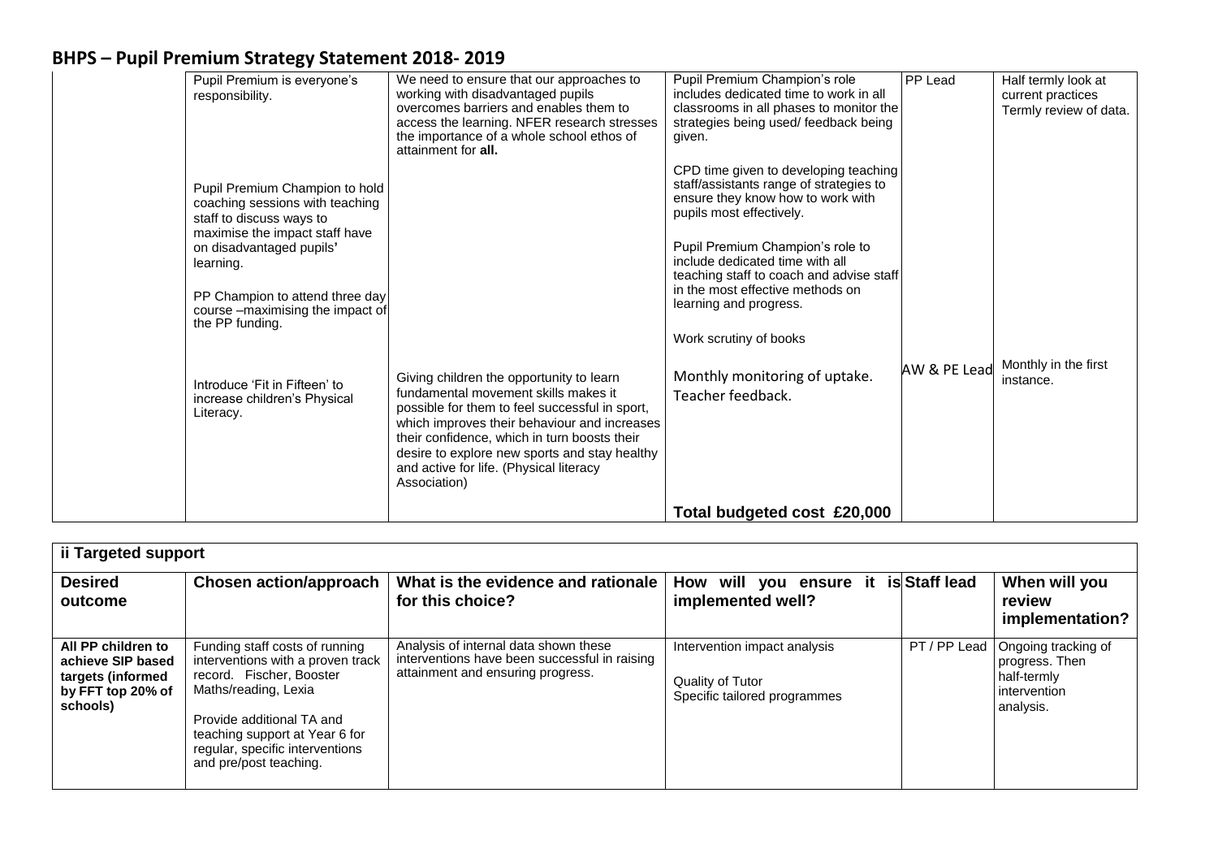# BHPS – Pupil Premium Strategy Statement 2018- 2019

| | | | | | |
|---|---|---|---|---|---|
| | Pupil Premium is everyone's responsibility.<br><br>Pupil Premium Champion to hold coaching sessions with teaching staff to discuss ways to maximise the impact staff have on disadvantaged pupils' learning.<br><br>PP Champion to attend three day course –maximising the impact of the PP funding. | We need to ensure that our approaches to working with disadvantaged pupils overcomes barriers and enables them to access the learning. NFER research stresses the importance of a whole school ethos of attainment for **all.** | Pupil Premium Champion's role includes dedicated time to work in all classrooms in all phases to monitor the strategies being used/ feedback being given.<br><br>CPD time given to developing teaching staff/assistants range of strategies to ensure they know how to work with pupils most effectively.<br><br>Pupil Premium Champion's role to include dedicated time with all teaching staff to coach and advise staff in the most effective methods on learning and progress.<br><br>Work scrutiny of books | PP Lead | Half termly look at current practices Termly review of data. |
| | Introduce 'Fit in Fifteen' to increase children's Physical Literacy. | Giving children the opportunity to learn fundamental movement skills makes it possible for them to feel successful in sport, which improves their behaviour and increases their confidence, which in turn boosts their desire to explore new sports and stay healthy and active for life. (Physical literacy Association) | Monthly monitoring of uptake.<br>Teacher feedback. | AW & PE Lead | Monthly in the first instance. |
| | | | **Total budgeted cost £20,000** | | |

| **ii Targeted support** | | | | | |
|---|---|---|---|---|---|
| **Desired outcome** | **Chosen action/approach** | **What is the evidence and rationale for this choice?** | **How will you ensure it is implemented well?** | **Staff lead** | **When will you review implementation?** |
| **All PP children to achieve SIP based targets (informed by FFT top 20% of schools)** | Funding staff costs of running interventions with a proven track record. Fischer, Booster Maths/reading, Lexia<br><br>Provide additional TA and teaching support at Year 6 for regular, specific interventions and pre/post teaching. | Analysis of internal data shown these interventions have been successful in raising attainment and ensuring progress. | Intervention impact analysis<br><br>Quality of Tutor<br>Specific tailored programmes | PT / PP Lead | Ongoing tracking of progress. Then half-termly intervention analysis. |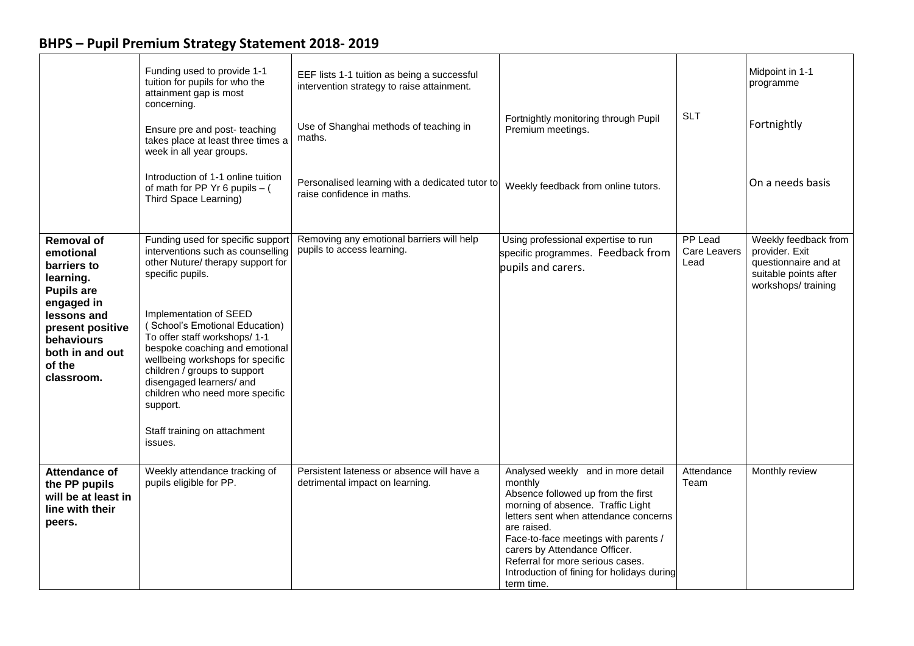## BHPS – Pupil Premium Strategy Statement 2018- 2019

| | | | | | |
|---|---|---|---|---|---|
| | Funding used to provide 1-1 tuition for pupils for who the attainment gap is most concerning.<br><br>Ensure pre and post- teaching takes place at least three times a week in all year groups.<br><br>Introduction of 1-1 online tuition of math for PP Yr 6 pupils – ( Third Space Learning) | EEF lists 1-1 tuition as being a successful intervention strategy to raise attainment.<br><br>Use of Shanghai methods of teaching in maths.<br><br>Personalised learning with a dedicated tutor to raise confidence in maths. | Fortnightly monitoring through Pupil Premium meetings.<br><br>Weekly feedback from online tutors. | SLT | Midpoint in 1-1 programme<br><br>Fortnightly<br><br>On a needs basis |
| **Removal of emotional barriers to learning. Pupils are engaged in lessons and present positive behaviours both in and out of the classroom.** | Funding used for specific support interventions such as counselling other Nuture/ therapy support for specific pupils.<br><br>Implementation of SEED ( School's Emotional Education) To offer staff workshops/ 1-1 bespoke coaching and emotional wellbeing workshops for specific children / groups to support disengaged learners/ and children who need more specific support.<br><br>Staff training on attachment issues. | Removing any emotional barriers will help pupils to access learning. | Using professional expertise to run specific programmes. Feedback from pupils and carers. | PP Lead Care Leavers Lead | Weekly feedback from provider. Exit questionnaire and at suitable points after workshops/ training |
| **Attendance of the PP pupils will be at least in line with their peers.** | Weekly attendance tracking of pupils eligible for PP. | Persistent lateness or absence will have a detrimental impact on learning. | Analysed weekly and in more detail monthly<br>Absence followed up from the first morning of absence. Traffic Light letters sent when attendance concerns are raised.<br>Face-to-face meetings with parents / carers by Attendance Officer.<br>Referral for more serious cases.<br>Introduction of fining for holidays during term time. | Attendance Team | Monthly review |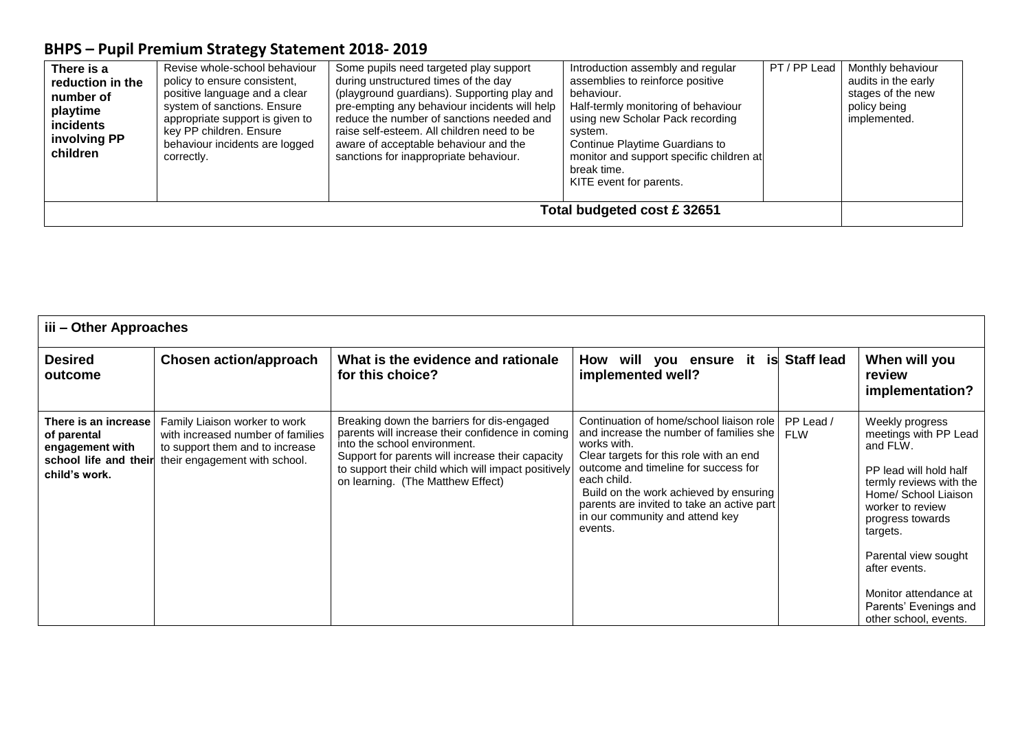## BHPS – Pupil Premium Strategy Statement 2018- 2019

| | | | | | |
|---|---|---|---|---|---|
| **There is a reduction in the number of playtime incidents involving PP children** | Revise whole-school behaviour policy to ensure consistent, positive language and a clear system of sanctions. Ensure appropriate support is given to key PP children. Ensure behaviour incidents are logged correctly. | Some pupils need targeted play support during unstructured times of the day (playground guardians). Supporting play and pre-empting any behaviour incidents will help reduce the number of sanctions needed and raise self-esteem. All children need to be aware of acceptable behaviour and the sanctions for inappropriate behaviour. | Introduction assembly and regular assemblies to reinforce positive behaviour.<br>Half-termly monitoring of behaviour using new Scholar Pack recording system.<br>Continue Playtime Guardians to monitor and support specific children at break time.<br>KITE event for parents. | PT / PP Lead | Monthly behaviour audits in the early stages of the new policy being implemented. |
| | | | **Total budgeted cost £ 32651** | | |

| **iii – Other Approaches** | | | | | |
|---|---|---|---|---|---|
| **Desired outcome** | **Chosen action/approach** | **What is the evidence and rationale for this choice?** | **How will you ensure it is implemented well?** | **Staff lead** | **When will you review implementation?** |
| **There is an increase of parental engagement with school life and their child's work.** | Family Liaison worker to work with increased number of families to support them and to increase their engagement with school. | Breaking down the barriers for dis-engaged parents will increase their confidence in coming into the school environment.<br>Support for parents will increase their capacity to support their child which will impact positively on learning. (The Matthew Effect) | Continuation of home/school liaison role and increase the number of families she works with.<br>Clear targets for this role with an end outcome and timeline for success for each child.<br>Build on the work achieved by ensuring parents are invited to take an active part in our community and attend key events. | PP Lead / FLW | Weekly progress meetings with PP Lead and FLW.<br><br>PP lead will hold half termly reviews with the Home/ School Liaison worker to review progress towards targets.<br><br>Parental view sought after events.<br><br>Monitor attendance at Parents' Evenings and other school, events. |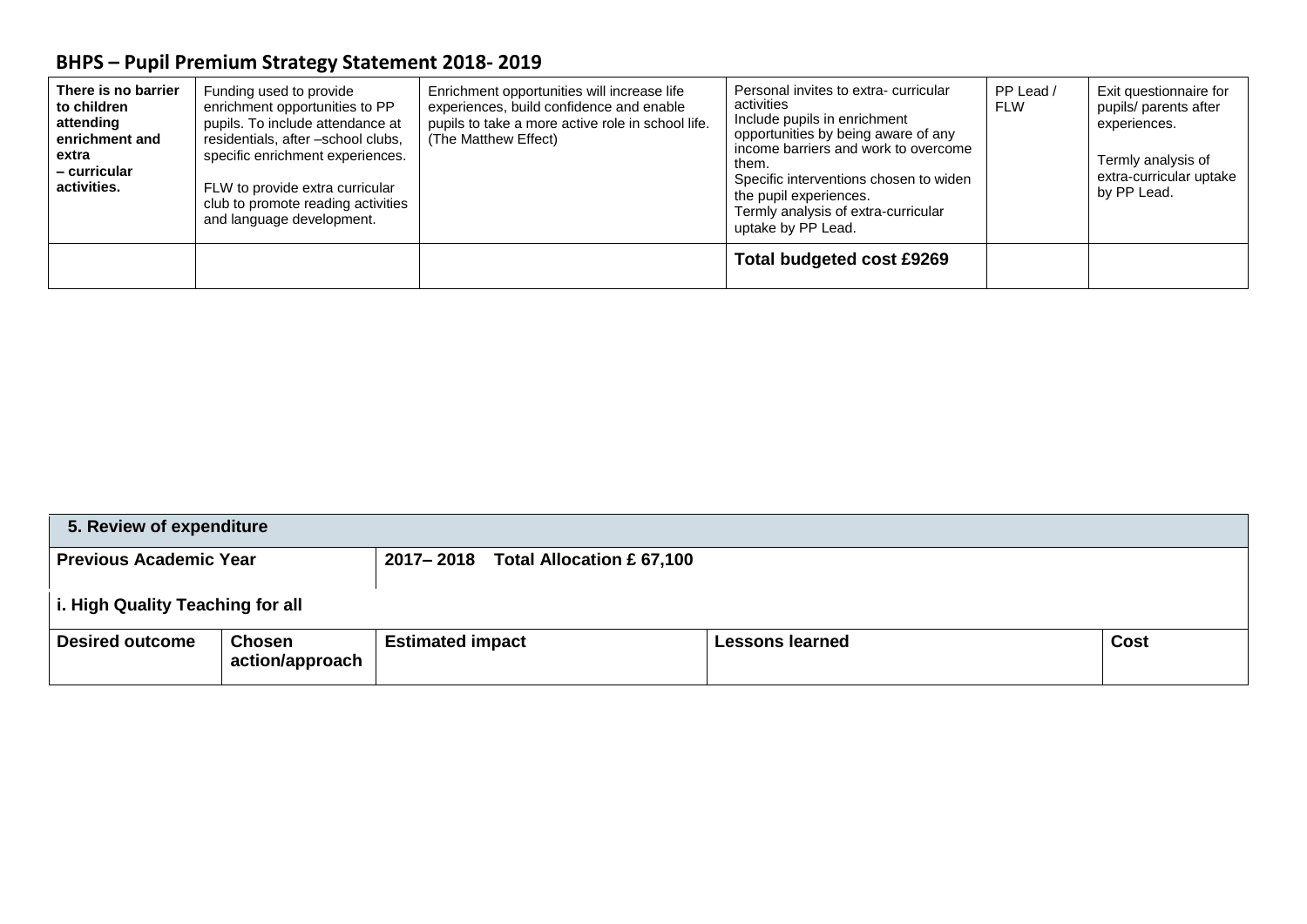## BHPS – Pupil Premium Strategy Statement 2018- 2019

| | | | | | |
|---|---|---|---|---|---|
| **There is no barrier to children attending enrichment and extra – curricular activities.** | Funding used to provide enrichment opportunities to PP pupils. To include attendance at residentials, after –school clubs, specific enrichment experiences.<br><br>FLW to provide extra curricular club to promote reading activities and language development. | Enrichment opportunities will increase life experiences, build confidence and enable pupils to take a more active role in school life. (The Matthew Effect) | Personal invites to extra- curricular activities<br>Include pupils in enrichment opportunities by being aware of any income barriers and work to overcome them.<br>Specific interventions chosen to widen the pupil experiences.<br>Termly analysis of extra-curricular uptake by PP Lead. | PP Lead / FLW | Exit questionnaire for pupils/ parents after experiences.<br><br>Termly analysis of extra-curricular uptake by PP Lead. |
| | | | **Total budgeted cost £9269** | | |

| **5. Review of expenditure** | | | | |
|---|---|---|---|---|
| **Previous Academic Year** | | **2017– 2018 Total Allocation £ 67,100** | | |
| **i. High Quality Teaching for all** | | | | |
| **Desired outcome** | **Chosen action/approach** | **Estimated impact** | **Lessons learned** | **Cost** |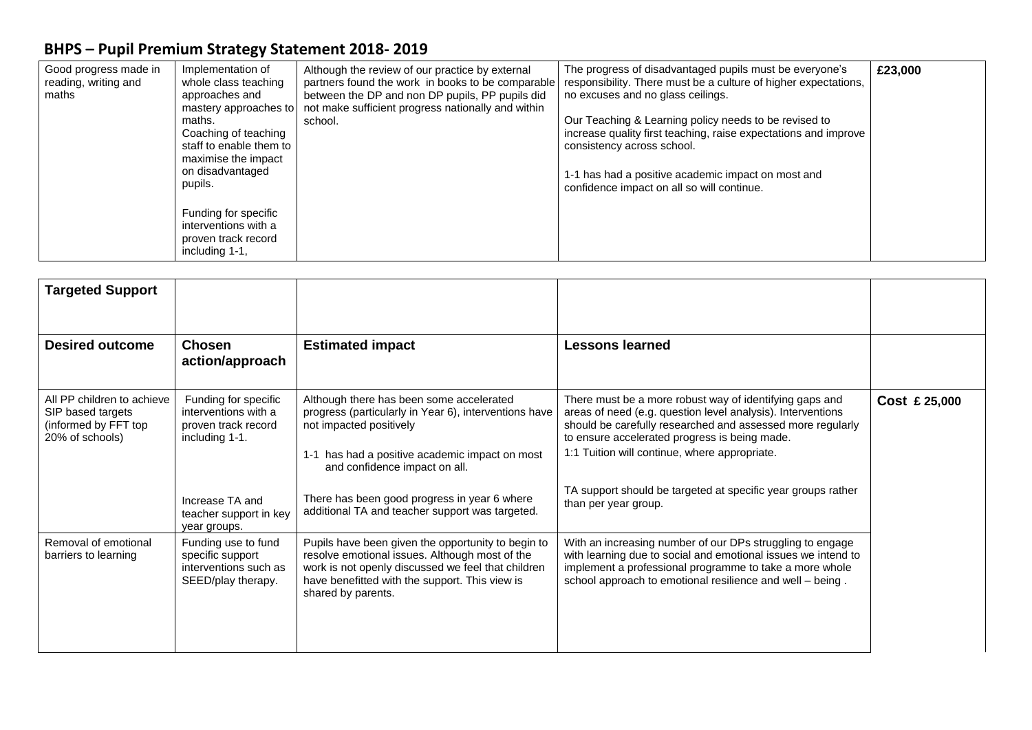# BHPS – Pupil Premium Strategy Statement 2018- 2019

| | | | | |
|---|---|---|---|---|
| Good progress made in reading, writing and maths | Implementation of whole class teaching approaches and mastery approaches to maths.<br>Coaching of teaching staff to enable them to maximise the impact on disadvantaged pupils.<br><br>Funding for specific interventions with a proven track record including 1-1, | Although the review of our practice by external partners found the work in books to be comparable between the DP and non DP pupils, PP pupils did not make sufficient progress nationally and within school. | The progress of disadvantaged pupils must be everyone's responsibility. There must be a culture of higher expectations, no excuses and no glass ceilings.<br><br>Our Teaching & Learning policy needs to be revised to increase quality first teaching, raise expectations and improve consistency across school.<br><br>1-1 has had a positive academic impact on most and confidence impact on all so will continue. | **£23,000** |

| **Targeted Support** | | | | |
|---|---|---|---|---|
| **Desired outcome** | **Chosen action/approach** | **Estimated impact** | **Lessons learned** | |
| All PP children to achieve SIP based targets (informed by FFT top 20% of schools) | Funding for specific interventions with a proven track record including 1-1.<br><br>Increase TA and teacher support in key year groups. | Although there has been some accelerated progress (particularly in Year 6), interventions have not impacted positively<br><br>1-1 has had a positive academic impact on most and confidence impact on all.<br><br>There has been good progress in year 6 where additional TA and teacher support was targeted. | There must be a more robust way of identifying gaps and areas of need (e.g. question level analysis). Interventions should be carefully researched and assessed more regularly to ensure accelerated progress is being made.<br>1:1 Tuition will continue, where appropriate.<br><br>TA support should be targeted at specific year groups rather than per year group. | **Cost £ 25,000** |
| Removal of emotional barriers to learning | Funding use to fund specific support interventions such as SEED/play therapy. | Pupils have been given the opportunity to begin to resolve emotional issues. Although most of the work is not openly discussed we feel that children have benefitted with the support. This view is shared by parents. | With an increasing number of our DPs struggling to engage with learning due to social and emotional issues we intend to implement a professional programme to take a more whole school approach to emotional resilience and well – being . | |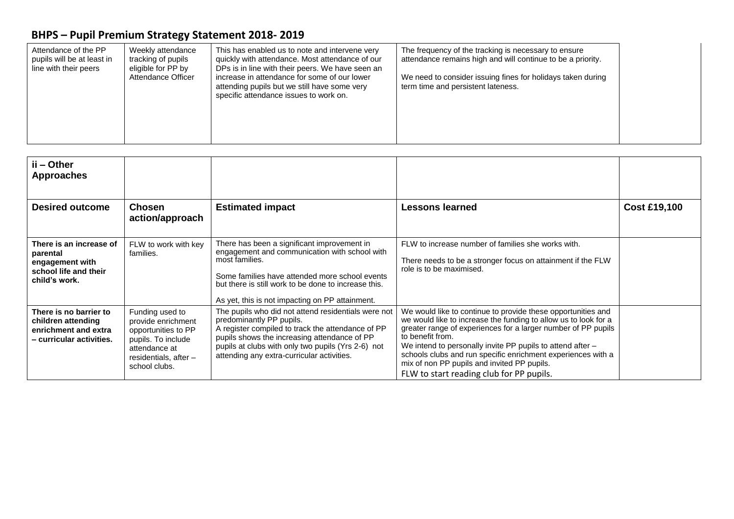# BHPS – Pupil Premium Strategy Statement 2018- 2019

| | | | | |
|---|---|---|---|---|
| Attendance of the PP pupils will be at least in line with their peers | Weekly attendance tracking of pupils eligible for PP by Attendance Officer | This has enabled us to note and intervene very quickly with attendance. Most attendance of our DPs is in line with their peers. We have seen an increase in attendance for some of our lower attending pupils but we still have some very specific attendance issues to work on. | The frequency of the tracking is necessary to ensure attendance remains high and will continue to be a priority.<br><br>We need to consider issuing fines for holidays taken during term time and persistent lateness. | |

| **ii – Other Approaches** | | | | |
|---|---|---|---|---|
| **Desired outcome** | **Chosen action/approach** | **Estimated impact** | **Lessons learned** | **Cost £19,100** |
| **There is an increase of parental engagement with school life and their child's work.** | FLW to work with key families. | There has been a significant improvement in engagement and communication with school with most families.<br><br>Some families have attended more school events but there is still work to be done to increase this.<br><br>As yet, this is not impacting on PP attainment. | FLW to increase number of families she works with.<br><br>There needs to be a stronger focus on attainment if the FLW role is to be maximised. | |
| **There is no barrier to children attending enrichment and extra – curricular activities.** | Funding used to provide enrichment opportunities to PP pupils. To include attendance at residentials, after – school clubs. | The pupils who did not attend residentials were not predominantly PP pupils.<br>A register compiled to track the attendance of PP pupils shows the increasing attendance of PP pupils at clubs with only two pupils (Yrs 2-6) not attending any extra-curricular activities. | We would like to continue to provide these opportunities and we would like to increase the funding to allow us to look for a greater range of experiences for a larger number of PP pupils to benefit from.<br>We intend to personally invite PP pupils to attend after – schools clubs and run specific enrichment experiences with a mix of non PP pupils and invited PP pupils.<br>FLW to start reading club for PP pupils. | |